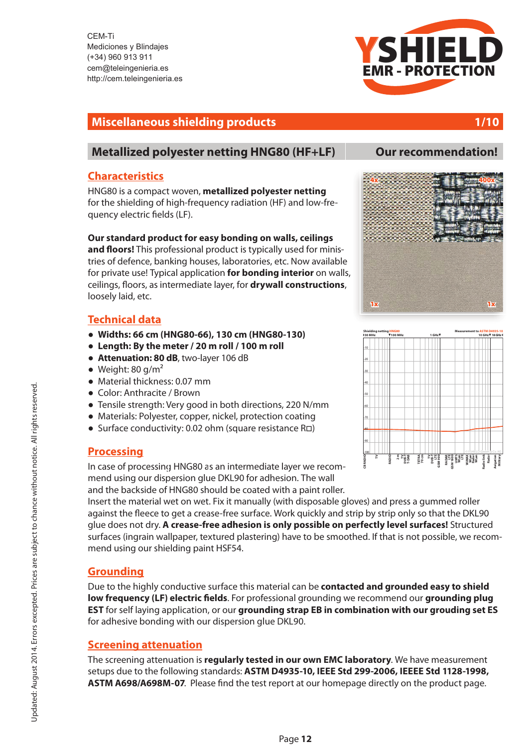CEM-Ti
Mediciones y Blindajes
(+34) 960 913 911
cem@teleingenieria.es
http://cem.teleingenieria.es

# Miscellaneous shielding products

## Metallized polyester netting HNG80 (HF+LF)

**Our recommendation!**

### Characteristics

HNG80 is a compact woven, **metallized polyester netting** for the shielding of high-frequency radiation (HF) and low-frequency electric fields (LF).

**Our standard product for easy bonding on walls, ceilings and floors!** This professional product is typically used for ministries of defence, banking houses, laboratories, etc. Now available for private use! Typical application **for bonding interior** on walls, ceilings, floors, as intermediate layer, for **drywall constructions**, loosely laid, etc.

### Technical data

- **Widths: 66 cm (HNG80-66), 130 cm (HNG80-130)**
- **Length: By the meter / 20 m roll / 100 m roll**
- **Attenuation: 80 dB**, two-layer 106 dB
- Weight: 80 g/m²
- Material thickness: 0.07 mm
- Color: Anthracite / Brown
- Tensile strength: Very good in both directions, 220 N/mm
- Materials: Polyester, copper, nickel, protection coating
- Surface conductivity: 0.02 ohm (square resistance R□)

### Processing

In case of processing HNG80 as an intermediate layer we recommend using our dispersion glue DKL90 for adhesion. The wall and the backside of HNG80 should be coated with a paint roller. Insert the material wet on wet. Fix it manually (with disposable gloves) and press a gummed roller against the fleece to get a crease-free surface. Work quickly and strip by strip only so that the DKL90 glue does not dry. **A crease-free adhesion is only possible on perfectly level surfaces!** Structured surfaces (ingrain wallpaper, textured plastering) have to be smoothed. If that is not possible, we recommend using our shielding paint HSF54.

### Grounding

Due to the highly conductive surface this material can be **contacted and grounded easy to shield low frequency (LF) electric fields**. For professional grounding we recommend our **grounding plug EST** for self laying application, or our **grounding strap EB in combination with our grouding set ES** for adhesive bonding with our dispersion glue DKL90.

### Screening attenuation

The screening attenuation is **regularly tested in our own EMC laboratory**. We have measurement setups due to the following standards: **ASTM D4935-10, IEEE Std 299-2006, IEEEE Std 1128-1998, ASTM A698/A698M-07**. Please find the test report at our homepage directly on the product page.

Updated: August 2014. Errors excepted. Prices are subject to chance without notice. All rights reserved.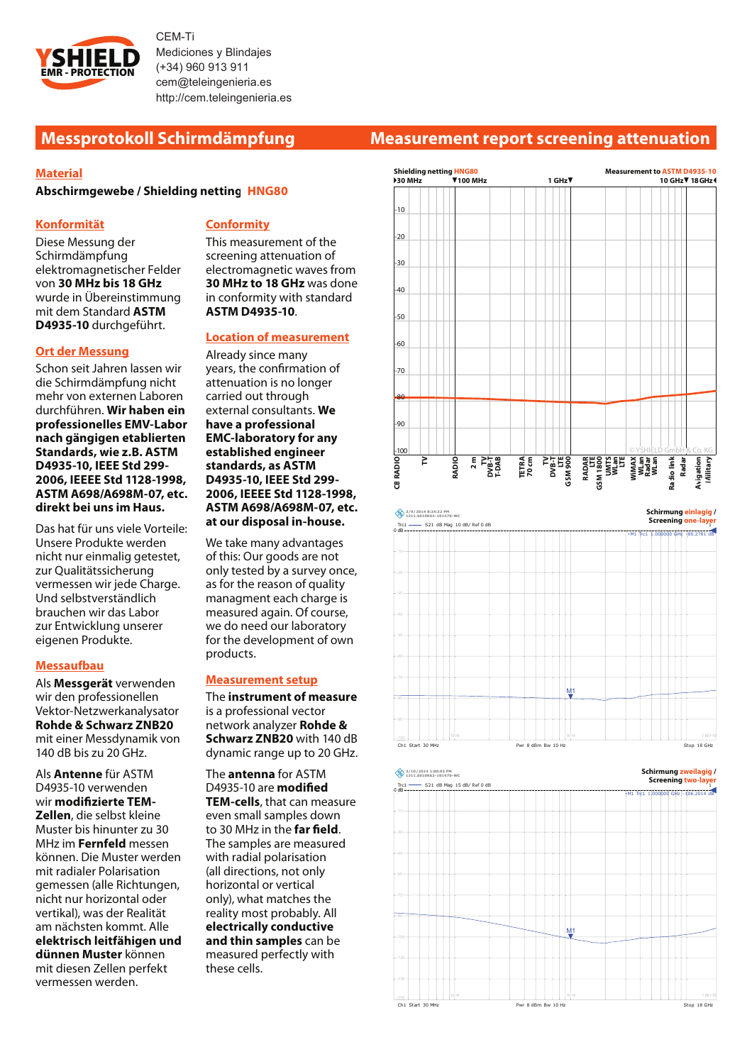CEM-Ti
Mediciones y Blindajes
(+34) 960 913 911
cem@teleingenieria.es
http://cem.teleingenieria.es

# Messprotokoll Schirmdämpfung

# Measurement report screening attenuation

## Material

**Abschirmgewebe / Shielding netting HNG80**

## Konformität

Diese Messung der Schirmdämpfung elektromagnetischer Felder von **30 MHz bis 18 GHz** wurde in Übereinstimmung mit dem Standard **ASTM D4935-10** durchgeführt.

## Ort der Messung

Schon seit Jahren lassen wir die Schirmdämpfung nicht mehr von externen Laboren durchführen. **Wir haben ein professionelles EMV-Labor nach gängigen etablierten Standards, wie z.B. ASTM D4935-10, IEEE Std 299-2006, IEEE Std 1128-1998, ASTM A698/A698M-07, etc. direkt bei uns im Haus.**

Das hat für uns viele Vorteile: Unsere Produkte werden nicht nur einmalig getestet, zur Qualitätssicherung vermessen wir jede Charge. Und selbstverständlich brauchen wir das Labor zur Entwicklung unserer eigenen Produkte.

## Messaufbau

Als **Messgerät** verwenden wir den professionellen Vektor-Netzwerkanalysator **Rohde & Schwarz ZNB20** mit einer Messdynamik von 140 dB bis zu 20 GHz.

Als **Antenne** für ASTM D4935-10 verwenden wir **modifizierte TEM-Zellen**, die selbst kleine Muster bis hinunter zu 30 MHz im **Fernfeld** messen können. Die Muster werden mit radialer Polarisation gemessen (alle Richtungen, nicht nur horizontal oder vertikal), was der Realität am nächsten kommt. Alle **elektrisch leitfähigen und dünnen Muster** können mit diesen Zellen perfekt vermessen werden.

## Conformity

This measurement of the screening attenuation of electromagnetic waves from **30 MHz to 18 GHz** was done in conformity with standard **ASTM D4935-10**.

## Location of measurement

Already since many years, the confirmation of attenuation is no longer carried out through external consultants. **We have a professional EMC-laboratory for any established engineer standards, as ASTM D4935-10, IEEE Std 299-2006, IEEE Std 1128-1998, ASTM A698/A698M-07, etc. at our disposal in-house.**

We take many advantages of this: Our goods are not only tested by a survey once, as for the reason of quality managment each charge is measured again. Of course, we do need our laboratory for the development of own products.

## Measurement setup

The **instrument of measure** is a professional vector network analyzer **Rohde & Schwarz ZNB20** with 140 dB dynamic range up to 20 GHz.

The **antenna** for ASTM D4935-10 are **modified TEM-cells**, that can measure even small samples down to 30 MHz in the **far field**. The samples are measured with radial polarisation (all directions, not only horizontal or vertical only), what matches the reality most probably. All **electrically conductive and thin samples** can be measured perfectly with these cells.

Shielding netting HNG80
Measurement to ASTM D4935-10
30 MHz, 100 MHz, 1 GHz, 10 GHz, 18 GHz
-10, -20, -30, -40, -50, -60, -70, -80, -90, -100
© YSHIELD GmbH & Co. KG
CB RADIO, TV, RADIO, 2 m, TV DVB-T T-DAB, TETRA 70 cm, TV DVB-T LTE GSM 900, RADAR LTE GSM 1800, UMTS WLan LTE, WiMAX WLan Radar WLan, Radio link, Radar, Avigation /Military

Schirmung einlagig / Screening one-layer
Trc1 S21 dB Mag 10 dB/ Ref 0 dB
M1 Trc1 1.000000 GHz -80.2781 dB
M1
Ch1 Start 30 MHz — Pwr 8 dBm Bw 10 Hz — Stop 18 GHz

Schirmung zweilagig / Screening two-layer
Trc1 S21 dB Mag 15 dB/ Ref 0 dB
M1 Trc1 1.000000 GHz -106.2014 dB
M1
Ch1 Start 30 MHz — Pwr 8 dBm Bw 10 Hz — Stop 18 GHz